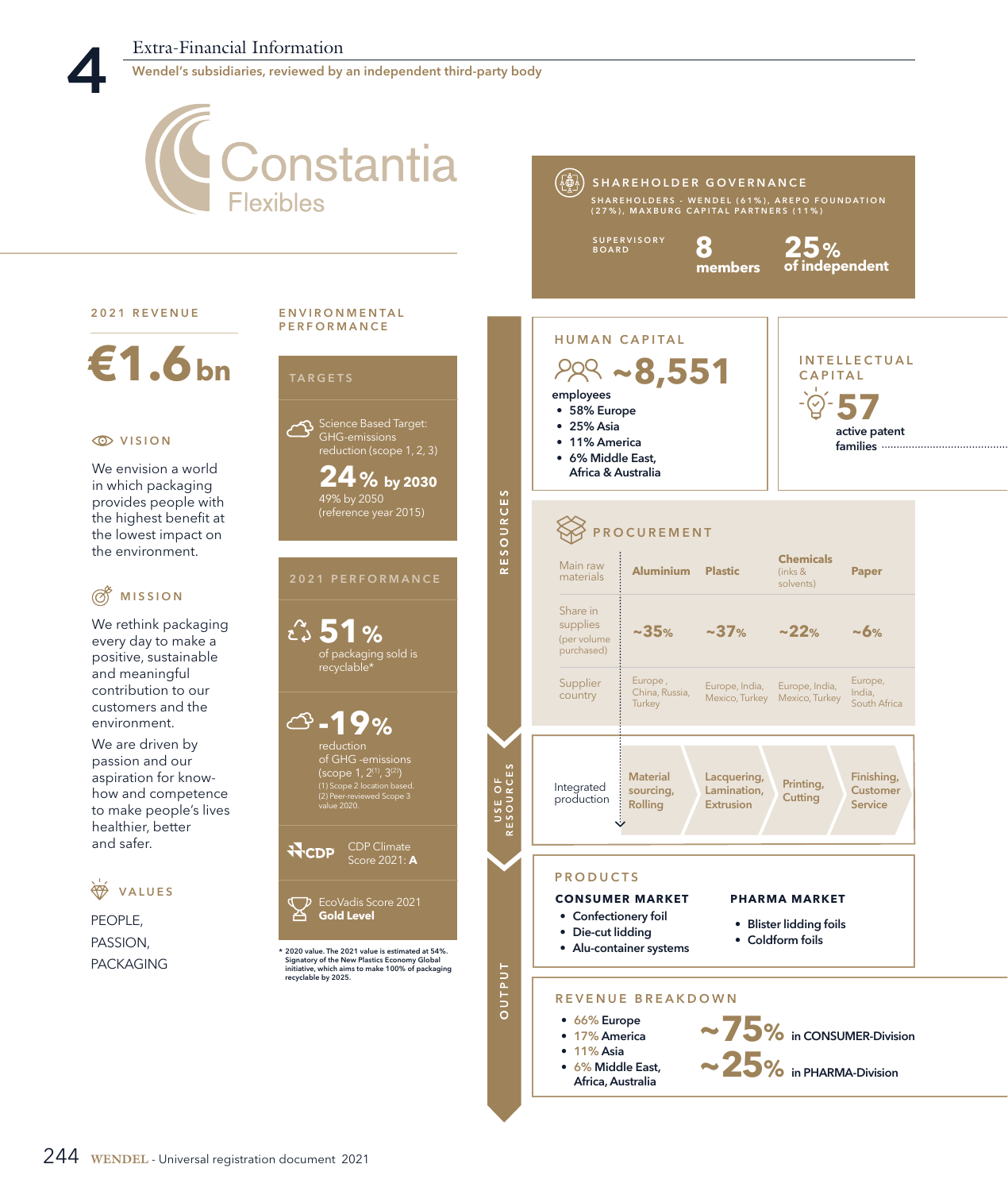# Extra-Financial Information

## Wendel's subsidiaries, reviewed by an independent third-party body

# Constantia Flexibles

### SHAREHOLDER GOVERNANCE

SHAREHOLDERS - WENDEL (61%), AREPO FOUNDATION (27%), MAXBURG CAPITAL PARTNERS (11%)

SUPERVISORY BOARD: **8** members — **25%** of independent

### 2021 REVENUE

**€1.6bn**

### VISION

We envision a world in which packaging provides people with the highest benefit at the lowest impact on the environment.

### MISSION

We rethink packaging every day to make a positive, sustainable and meaningful contribution to our customers and the environment.

We are driven by passion and our aspiration for know-how and competence to make people's lives healthier, better and safer.

### VALUES

PEOPLE,
PASSION,
PACKAGING

### ENVIRONMENTAL PERFORMANCE

#### TARGETS

Science Based Target: GHG-emissions reduction (scope 1, 2, 3)

**24% by 2030**
49% by 2050
(reference year 2015)

#### 2021 PERFORMANCE

**51%** of packaging sold is recyclable*

**-19%** reduction of GHG -emissions (scope 1, 2[(1)], 3[(2)])
(1) Scope 2 location based.
(2) Peer-reviewed Scope 3 value 2020.

CDP Climate Score 2021: **A**

EcoVadis Score 2021 **Gold Level**

\* 2020 value. The 2021 value is estimated at 54%. Signatory of the New Plastics Economy Global initiative, which aims to make 100% of packaging recyclable by 2025.

## RESOURCES

### HUMAN CAPITAL

**~8,551** employees

- 58% Europe
- 25% Asia
- 11% America
- 6% Middle East, Africa & Australia

### INTELLECTUAL CAPITAL

**57** active patent families

### PROCUREMENT

| Main raw materials | Aluminium | Plastic | Chemicals (inks & solvents) | Paper |
|---|---|---|---|---|
| Share in supplies (per volume purchased) | ~35% | ~37% | ~22% | ~6% |
| Supplier country | Europe, China, Russia, Turkey | Europe, India, Mexico, Turkey | Europe, India, Mexico, Turkey | Europe, India, South Africa |

## USE OF RESOURCES

Integrated production: Material sourcing, Rolling → Lacquering, Lamination, Extrusion → Printing, Cutting → Finishing, Customer Service

## OUTPUT

### PRODUCTS

**CONSUMER MARKET**

- Confectionery foil
- Die-cut lidding
- Alu-container systems

**PHARMA MARKET**

- Blister lidding foils
- Coldform foils

### REVENUE BREAKDOWN

- 66% Europe
- 17% America
- 11% Asia
- 6% Middle East, Africa, Australia

**~75%** in CONSUMER-Division

**~25%** in PHARMA-Division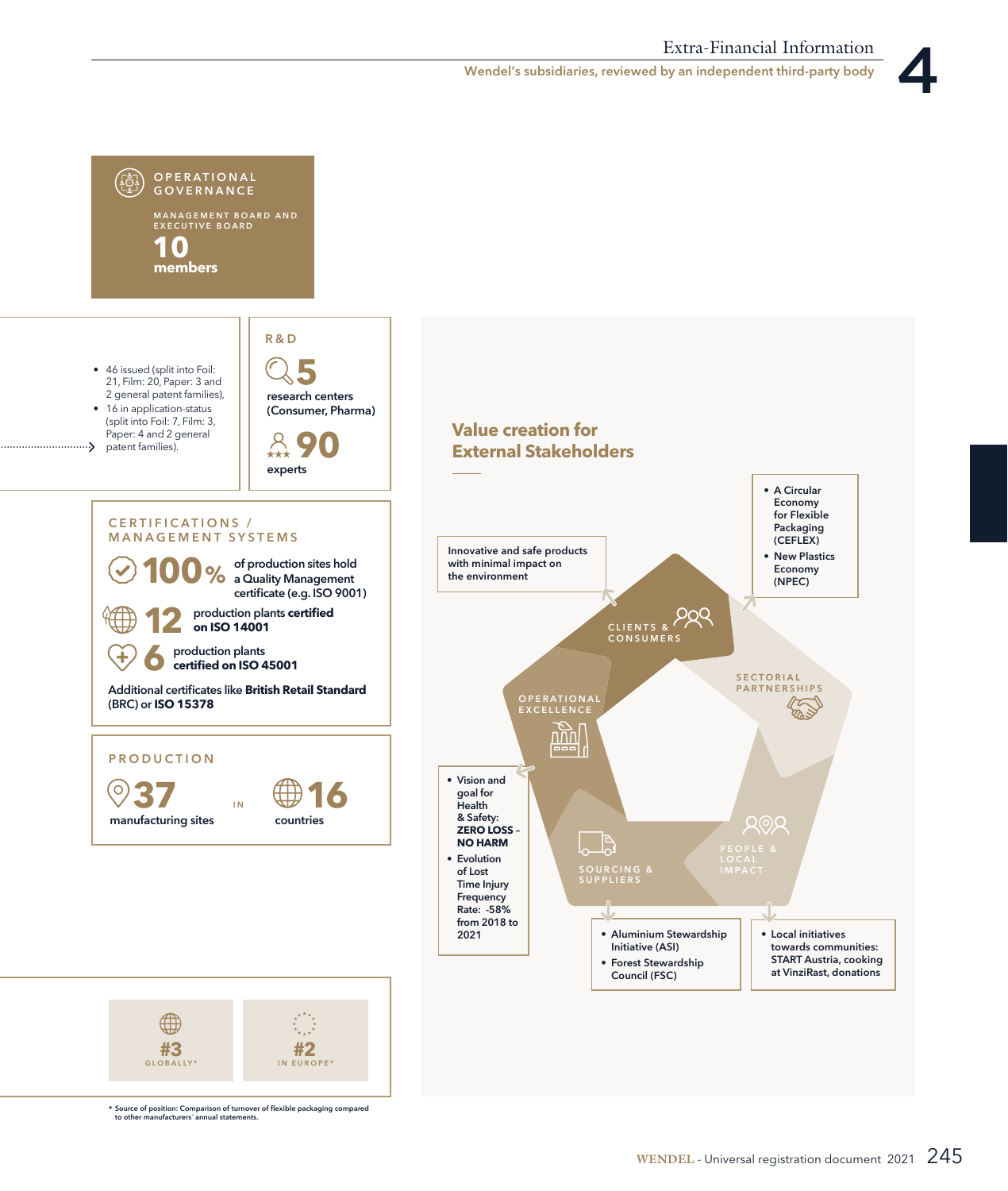## OPERATIONAL GOVERNANCE

MANAGEMENT BOARD AND EXECUTIVE BOARD

**10**
**members**

- 46 issued (split into Foil: 21, Film: 20, Paper: 3 and 2 general patent families),
- 16 in application-status (split into Foil: 7, Film: 3, Paper: 4 and 2 general patent families).

### R&D

**5**
research centers (Consumer, Pharma)

**90**
experts

### CERTIFICATIONS / MANAGEMENT SYSTEMS

**100%** of production sites hold a Quality Management certificate (e.g. ISO 9001)

**12** production plants **certified on ISO 14001**

**6** production plants **certified on ISO 45001**

Additional certificates like **British Retail Standard** (BRC) or **ISO 15378**

### PRODUCTION

**37** manufacturing sites IN **16** countries

**#3** GLOBALLY*

**#2** IN EUROPE*

\* Source of position: Comparison of turnover of flexible packaging compared to other manufacturers' annual statements.

## Value creation for External Stakeholders

CLIENTS & CONSUMERS

Innovative and safe products with minimal impact on the environment

SECTORIAL PARTNERSHIPS

- A Circular Economy for Flexible Packaging (CEFLEX)
- New Plastics Economy (NPEC)

PEOPLE & LOCAL IMPACT

- Local initiatives towards communities: START Austria, cooking at VinziRast, donations

SOURCING & SUPPLIERS

- Aluminium Stewardship Initiative (ASI)
- Forest Stewardship Council (FSC)

OPERATIONAL EXCELLENCE

- Vision and goal for Health & Safety: **ZERO LOSS – NO HARM**
- Evolution of Lost Time Injury Frequency Rate: -58% from 2018 to 2021